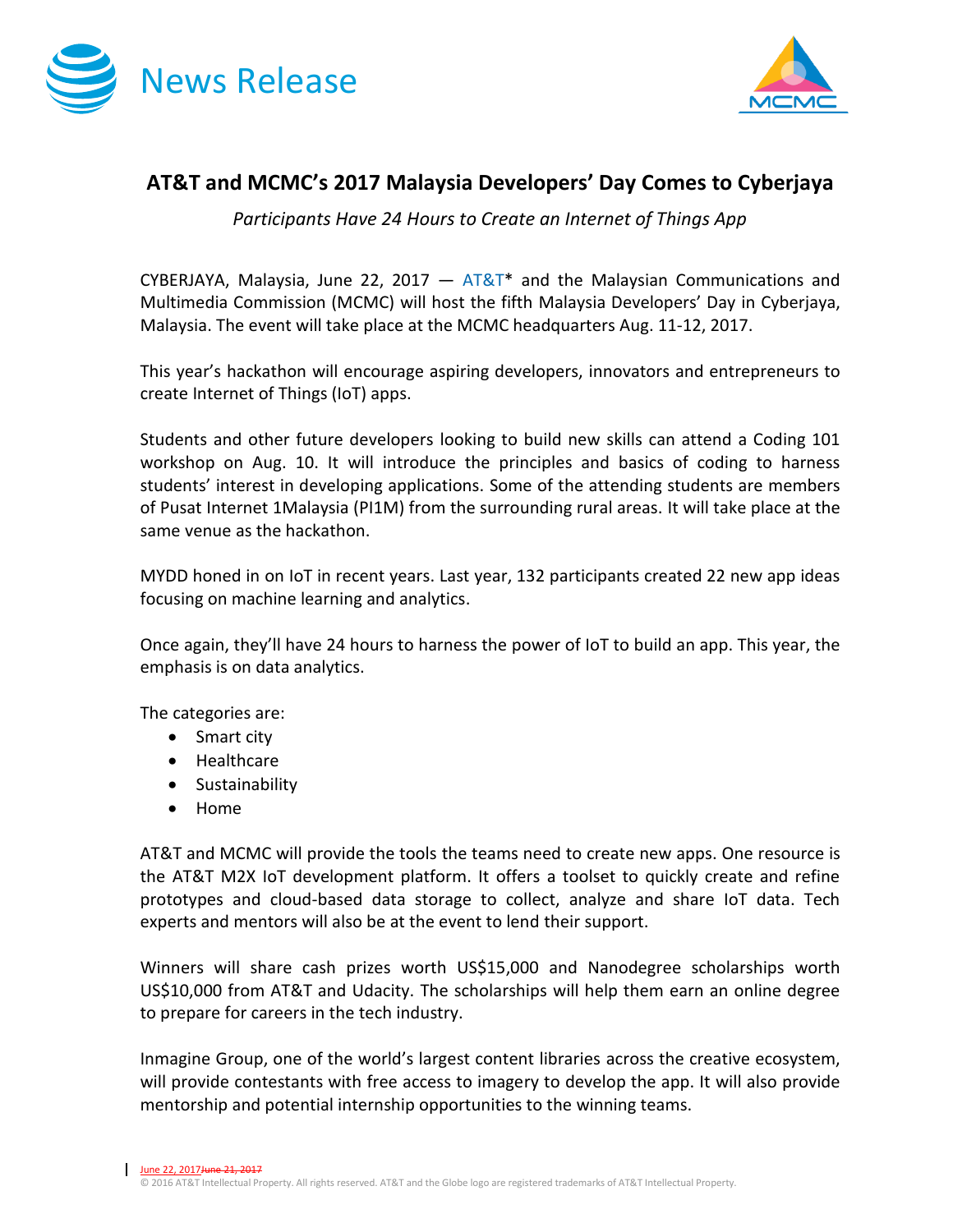News Release

# AT&T and MCMC's 2017 Malaysia Developers' Day Comes to Cyberjaya

*Participants Have 24 Hours to Create an Internet of Things App*

CYBERJAYA, Malaysia, June 22, 2017 — AT&T* and the Malaysian Communications and Multimedia Commission (MCMC) will host the fifth Malaysia Developers' Day in Cyberjaya, Malaysia. The event will take place at the MCMC headquarters Aug. 11-12, 2017.

This year's hackathon will encourage aspiring developers, innovators and entrepreneurs to create Internet of Things (IoT) apps.

Students and other future developers looking to build new skills can attend a Coding 101 workshop on Aug. 10. It will introduce the principles and basics of coding to harness students' interest in developing applications. Some of the attending students are members of Pusat Internet 1Malaysia (PI1M) from the surrounding rural areas. It will take place at the same venue as the hackathon.

MYDD honed in on IoT in recent years. Last year, 132 participants created 22 new app ideas focusing on machine learning and analytics.

Once again, they'll have 24 hours to harness the power of IoT to build an app. This year, the emphasis is on data analytics.

The categories are:

- Smart city
- Healthcare
- Sustainability
- Home

AT&T and MCMC will provide the tools the teams need to create new apps. One resource is the AT&T M2X IoT development platform. It offers a toolset to quickly create and refine prototypes and cloud-based data storage to collect, analyze and share IoT data. Tech experts and mentors will also be at the event to lend their support.

Winners will share cash prizes worth US$15,000 and Nanodegree scholarships worth US$10,000 from AT&T and Udacity. The scholarships will help them earn an online degree to prepare for careers in the tech industry.

Inmagine Group, one of the world's largest content libraries across the creative ecosystem, will provide contestants with free access to imagery to develop the app. It will also provide mentorship and potential internship opportunities to the winning teams.

June 22, 2017~~June 21, 2017~~

© 2016 AT&T Intellectual Property. All rights reserved. AT&T and the Globe logo are registered trademarks of AT&T Intellectual Property.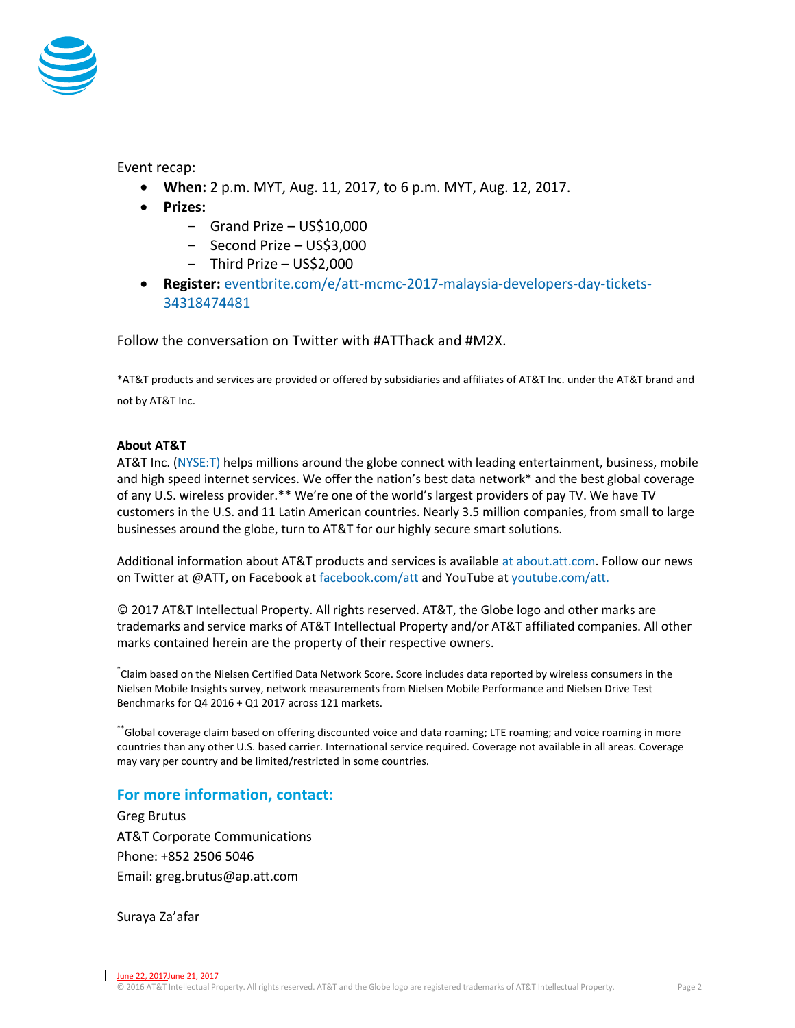Event recap:

- **When:** 2 p.m. MYT, Aug. 11, 2017, to 6 p.m. MYT, Aug. 12, 2017.
- **Prizes:**
  - Grand Prize – US$10,000
  - Second Prize – US$3,000
  - Third Prize – US$2,000
- **Register:** eventbrite.com/e/att-mcmc-2017-malaysia-developers-day-tickets-34318474481

Follow the conversation on Twitter with #ATThack and #M2X.

*AT&T products and services are provided or offered by subsidiaries and affiliates of AT&T Inc. under the AT&T brand and not by AT&T Inc.

**About AT&T**

AT&T Inc. (NYSE:T) helps millions around the globe connect with leading entertainment, business, mobile and high speed internet services. We offer the nation's best data network* and the best global coverage of any U.S. wireless provider.** We're one of the world's largest providers of pay TV. We have TV customers in the U.S. and 11 Latin American countries. Nearly 3.5 million companies, from small to large businesses around the globe, turn to AT&T for our highly secure smart solutions.

Additional information about AT&T products and services is available at about.att.com. Follow our news on Twitter at @ATT, on Facebook at facebook.com/att and YouTube at youtube.com/att.

© 2017 AT&T Intellectual Property. All rights reserved. AT&T, the Globe logo and other marks are trademarks and service marks of AT&T Intellectual Property and/or AT&T affiliated companies. All other marks contained herein are the property of their respective owners.

*Claim based on the Nielsen Certified Data Network Score. Score includes data reported by wireless consumers in the Nielsen Mobile Insights survey, network measurements from Nielsen Mobile Performance and Nielsen Drive Test Benchmarks for Q4 2016 + Q1 2017 across 121 markets.

**Global coverage claim based on offering discounted voice and data roaming; LTE roaming; and voice roaming in more countries than any other U.S. based carrier. International service required. Coverage not available in all areas. Coverage may vary per country and be limited/restricted in some countries.

## For more information, contact:

Greg Brutus
AT&T Corporate Communications
Phone: +852 2506 5046
Email: greg.brutus@ap.att.com

Suraya Za'afar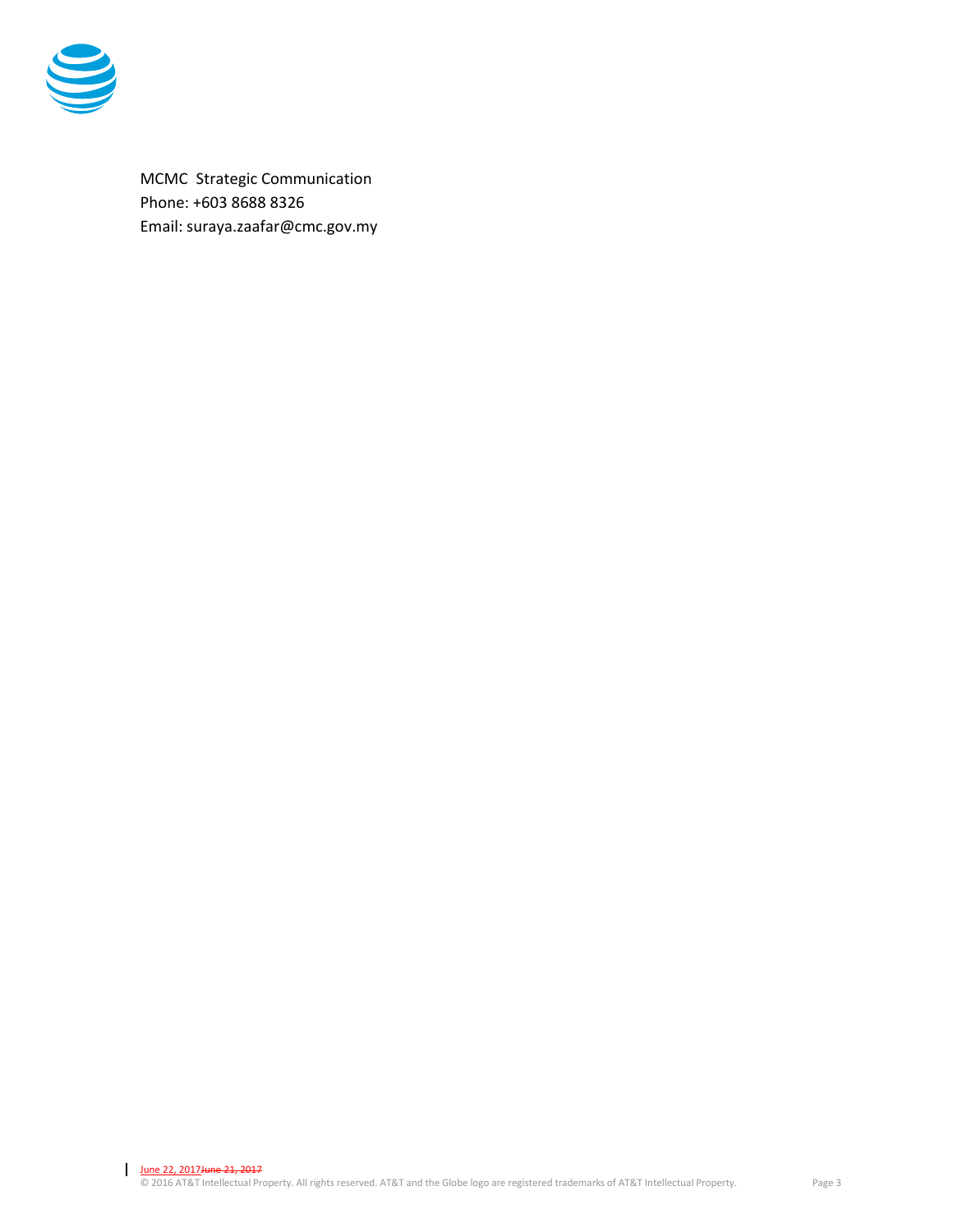MCMC  Strategic Communication
Phone: +603 8688 8326
Email: suraya.zaafar@cmc.gov.my